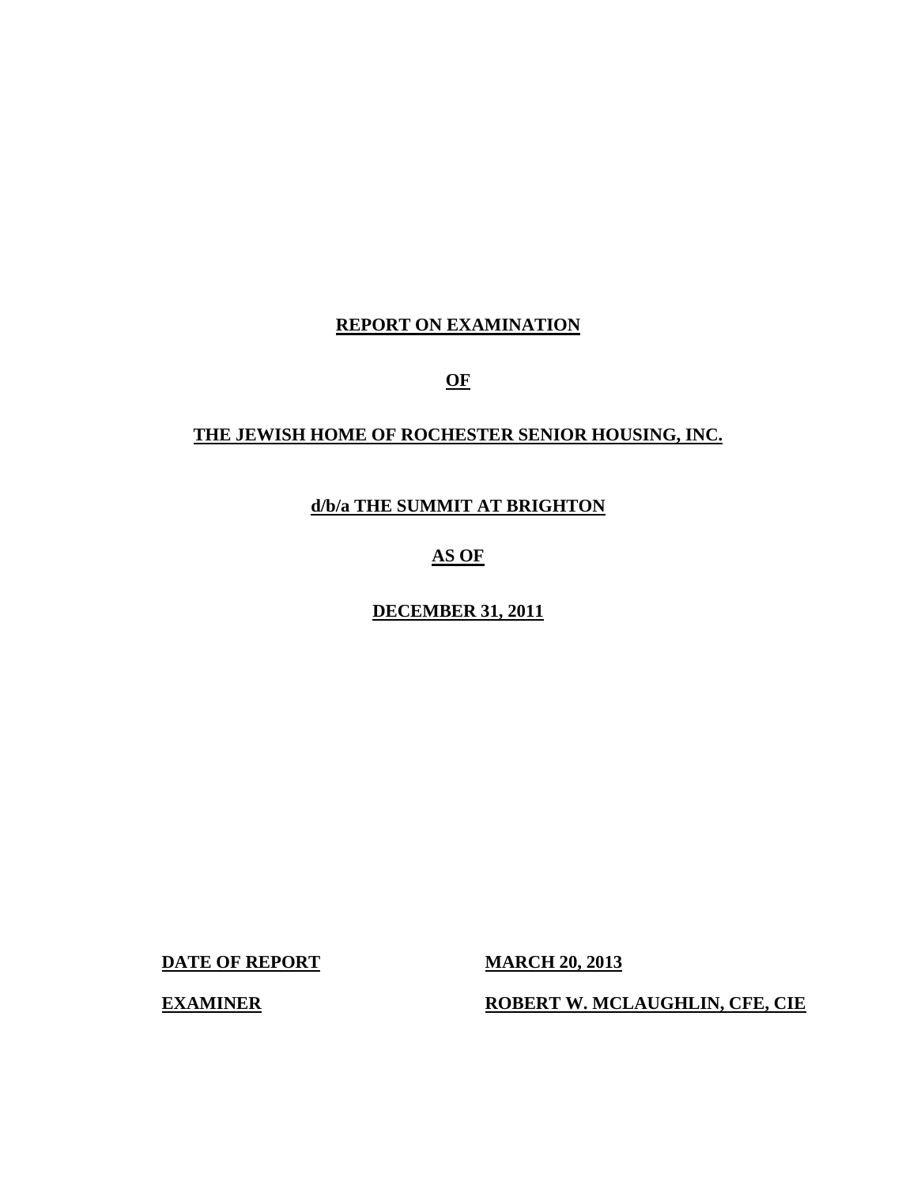**REPORT ON EXAMINATION**

**OF**

**THE JEWISH HOME OF ROCHESTER SENIOR HOUSING, INC.**

**d/b/a THE SUMMIT AT BRIGHTON**

**AS OF**

**DECEMBER 31, 2011**

**DATE OF REPORT** **MARCH 20, 2013**

**EXAMINER** **ROBERT W. MCLAUGHLIN, CFE, CIE**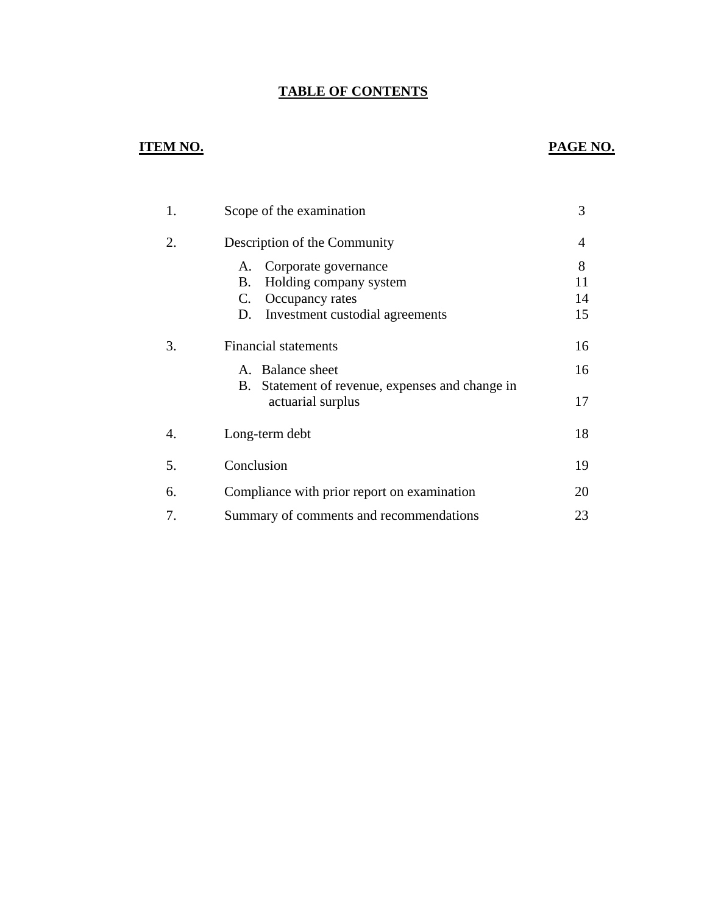# TABLE OF CONTENTS

| ITEM NO. | | PAGE NO. |
|---|---|---|
| 1. | Scope of the examination | 3 |
| 2. | Description of the Community | 4 |
| | A. Corporate governance | 8 |
| | B. Holding company system | 11 |
| | C. Occupancy rates | 14 |
| | D. Investment custodial agreements | 15 |
| 3. | Financial statements | 16 |
| | A. Balance sheet | 16 |
| | B. Statement of revenue, expenses and change in actuarial surplus | 17 |
| 4. | Long-term debt | 18 |
| 5. | Conclusion | 19 |
| 6. | Compliance with prior report on examination | 20 |
| 7. | Summary of comments and recommendations | 23 |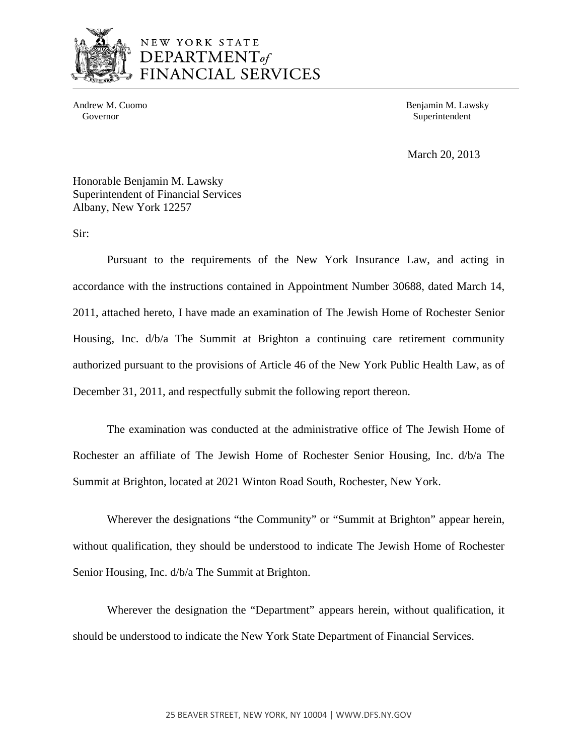NEW YORK STATE
DEPARTMENT *of*
FINANCIAL SERVICES

Andrew M. Cuomo
Governor

Benjamin M. Lawsky
Superintendent

March 20, 2013

Honorable Benjamin M. Lawsky
Superintendent of Financial Services
Albany, New York 12257

Sir:

Pursuant to the requirements of the New York Insurance Law, and acting in accordance with the instructions contained in Appointment Number 30688, dated March 14, 2011, attached hereto, I have made an examination of The Jewish Home of Rochester Senior Housing, Inc. d/b/a The Summit at Brighton a continuing care retirement community authorized pursuant to the provisions of Article 46 of the New York Public Health Law, as of December 31, 2011, and respectfully submit the following report thereon.

The examination was conducted at the administrative office of The Jewish Home of Rochester an affiliate of The Jewish Home of Rochester Senior Housing, Inc. d/b/a The Summit at Brighton, located at 2021 Winton Road South, Rochester, New York.

Wherever the designations "the Community" or "Summit at Brighton" appear herein, without qualification, they should be understood to indicate The Jewish Home of Rochester Senior Housing, Inc. d/b/a The Summit at Brighton.

Wherever the designation the "Department" appears herein, without qualification, it should be understood to indicate the New York State Department of Financial Services.

25 BEAVER STREET, NEW YORK, NY 10004 | WWW.DFS.NY.GOV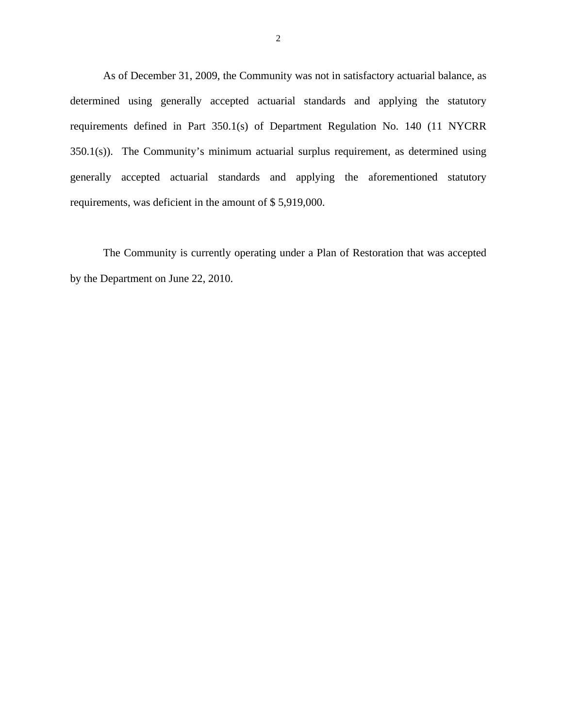As of December 31, 2009, the Community was not in satisfactory actuarial balance, as determined using generally accepted actuarial standards and applying the statutory requirements defined in Part 350.1(s) of Department Regulation No. 140 (11 NYCRR 350.1(s)). The Community's minimum actuarial surplus requirement, as determined using generally accepted actuarial standards and applying the aforementioned statutory requirements, was deficient in the amount of $ 5,919,000.

The Community is currently operating under a Plan of Restoration that was accepted by the Department on June 22, 2010.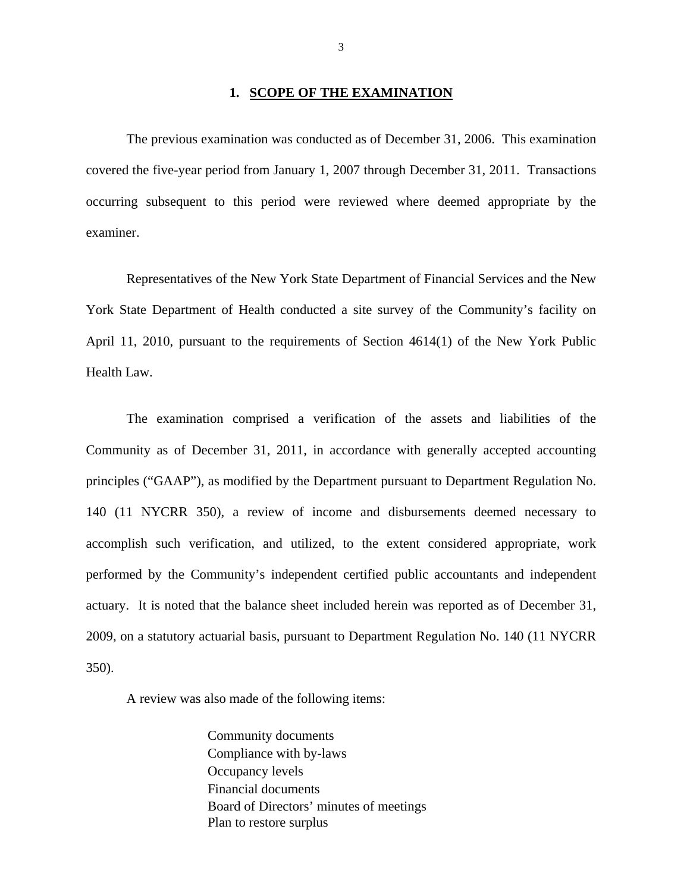## 1. SCOPE OF THE EXAMINATION

The previous examination was conducted as of December 31, 2006. This examination covered the five-year period from January 1, 2007 through December 31, 2011. Transactions occurring subsequent to this period were reviewed where deemed appropriate by the examiner.

Representatives of the New York State Department of Financial Services and the New York State Department of Health conducted a site survey of the Community's facility on April 11, 2010, pursuant to the requirements of Section 4614(1) of the New York Public Health Law.

The examination comprised a verification of the assets and liabilities of the Community as of December 31, 2011, in accordance with generally accepted accounting principles ("GAAP"), as modified by the Department pursuant to Department Regulation No. 140 (11 NYCRR 350), a review of income and disbursements deemed necessary to accomplish such verification, and utilized, to the extent considered appropriate, work performed by the Community's independent certified public accountants and independent actuary. It is noted that the balance sheet included herein was reported as of December 31, 2009, on a statutory actuarial basis, pursuant to Department Regulation No. 140 (11 NYCRR 350).

A review was also made of the following items:

Community documents
Compliance with by-laws
Occupancy levels
Financial documents
Board of Directors' minutes of meetings
Plan to restore surplus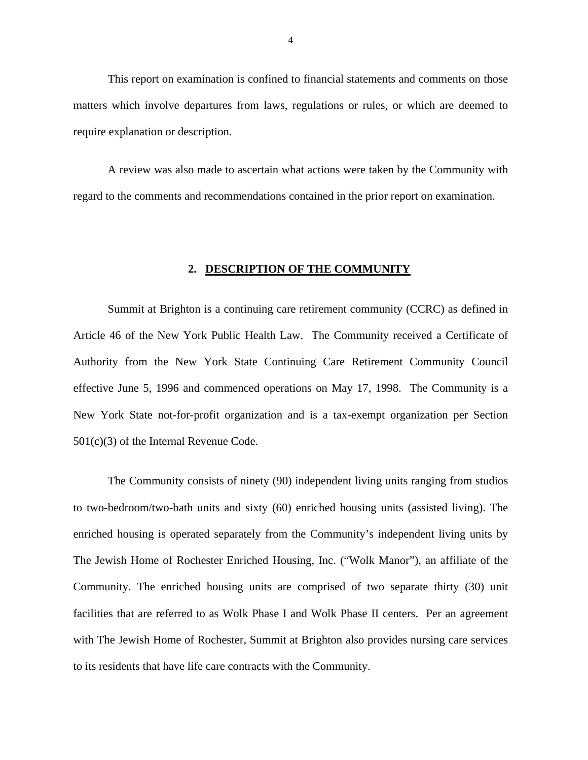This report on examination is confined to financial statements and comments on those matters which involve departures from laws, regulations or rules, or which are deemed to require explanation or description.

A review was also made to ascertain what actions were taken by the Community with regard to the comments and recommendations contained in the prior report on examination.

## 2. DESCRIPTION OF THE COMMUNITY

Summit at Brighton is a continuing care retirement community (CCRC) as defined in Article 46 of the New York Public Health Law. The Community received a Certificate of Authority from the New York State Continuing Care Retirement Community Council effective June 5, 1996 and commenced operations on May 17, 1998. The Community is a New York State not-for-profit organization and is a tax-exempt organization per Section 501(c)(3) of the Internal Revenue Code.

The Community consists of ninety (90) independent living units ranging from studios to two-bedroom/two-bath units and sixty (60) enriched housing units (assisted living). The enriched housing is operated separately from the Community's independent living units by The Jewish Home of Rochester Enriched Housing, Inc. ("Wolk Manor"), an affiliate of the Community. The enriched housing units are comprised of two separate thirty (30) unit facilities that are referred to as Wolk Phase I and Wolk Phase II centers. Per an agreement with The Jewish Home of Rochester, Summit at Brighton also provides nursing care services to its residents that have life care contracts with the Community.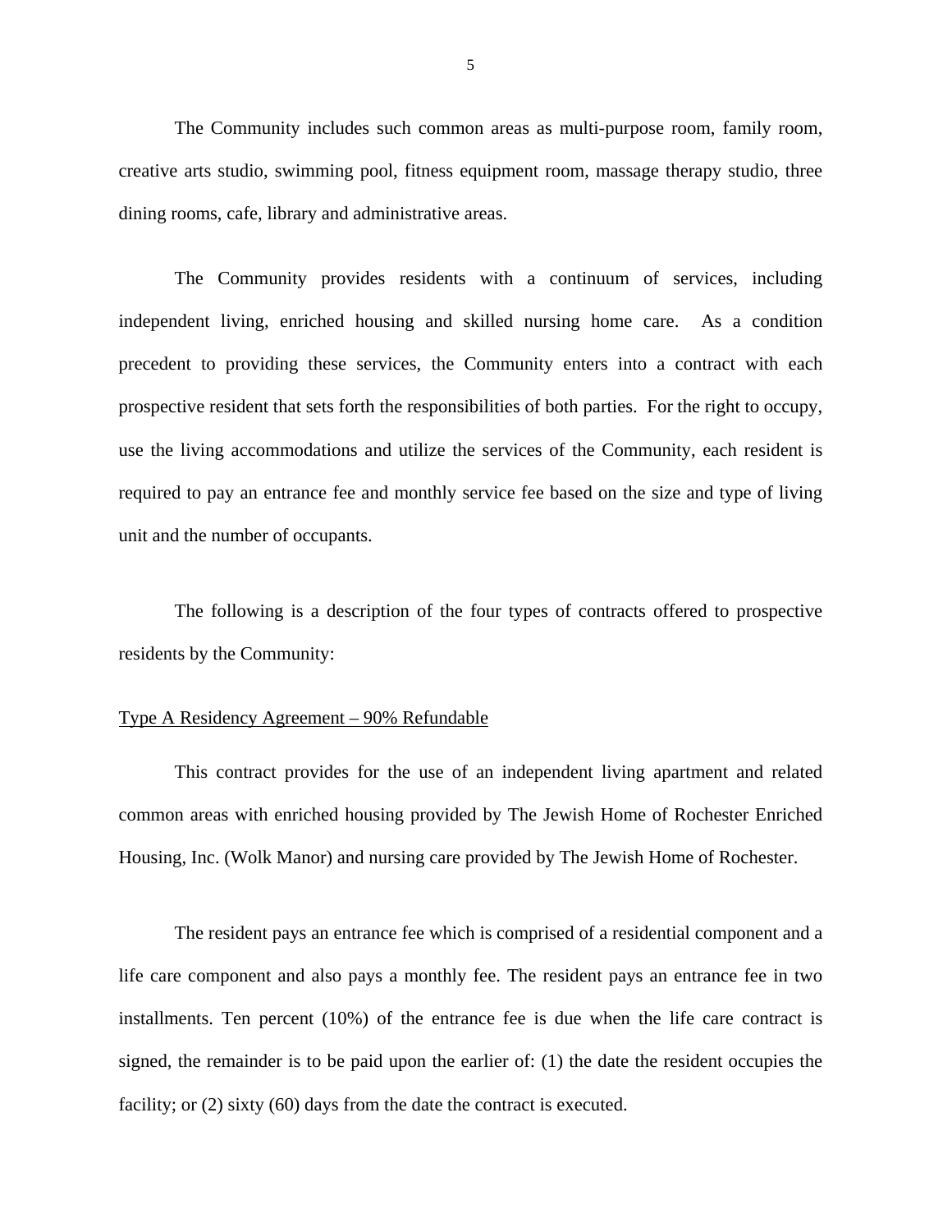The Community includes such common areas as multi-purpose room, family room, creative arts studio, swimming pool, fitness equipment room, massage therapy studio, three dining rooms, cafe, library and administrative areas.

The Community provides residents with a continuum of services, including independent living, enriched housing and skilled nursing home care. As a condition precedent to providing these services, the Community enters into a contract with each prospective resident that sets forth the responsibilities of both parties. For the right to occupy, use the living accommodations and utilize the services of the Community, each resident is required to pay an entrance fee and monthly service fee based on the size and type of living unit and the number of occupants.

The following is a description of the four types of contracts offered to prospective residents by the Community:

<u>Type A Residency Agreement – 90% Refundable</u>

This contract provides for the use of an independent living apartment and related common areas with enriched housing provided by The Jewish Home of Rochester Enriched Housing, Inc. (Wolk Manor) and nursing care provided by The Jewish Home of Rochester.

The resident pays an entrance fee which is comprised of a residential component and a life care component and also pays a monthly fee. The resident pays an entrance fee in two installments. Ten percent (10%) of the entrance fee is due when the life care contract is signed, the remainder is to be paid upon the earlier of: (1) the date the resident occupies the facility; or (2) sixty (60) days from the date the contract is executed.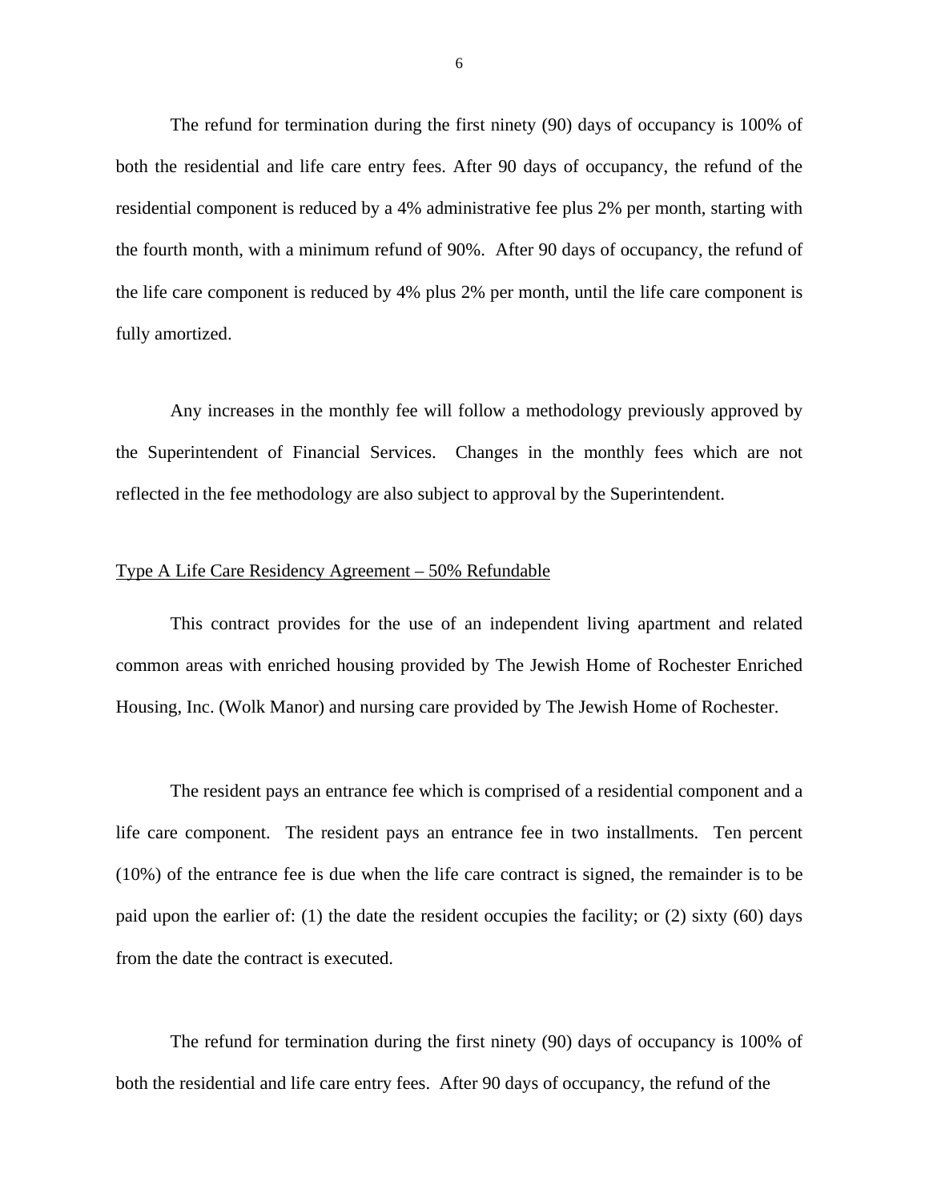The refund for termination during the first ninety (90) days of occupancy is 100% of both the residential and life care entry fees. After 90 days of occupancy, the refund of the residential component is reduced by a 4% administrative fee plus 2% per month, starting with the fourth month, with a minimum refund of 90%. After 90 days of occupancy, the refund of the life care component is reduced by 4% plus 2% per month, until the life care component is fully amortized.

Any increases in the monthly fee will follow a methodology previously approved by the Superintendent of Financial Services. Changes in the monthly fees which are not reflected in the fee methodology are also subject to approval by the Superintendent.

<u>Type A Life Care Residency Agreement – 50% Refundable</u>

This contract provides for the use of an independent living apartment and related common areas with enriched housing provided by The Jewish Home of Rochester Enriched Housing, Inc. (Wolk Manor) and nursing care provided by The Jewish Home of Rochester.

The resident pays an entrance fee which is comprised of a residential component and a life care component. The resident pays an entrance fee in two installments. Ten percent (10%) of the entrance fee is due when the life care contract is signed, the remainder is to be paid upon the earlier of: (1) the date the resident occupies the facility; or (2) sixty (60) days from the date the contract is executed.

The refund for termination during the first ninety (90) days of occupancy is 100% of both the residential and life care entry fees. After 90 days of occupancy, the refund of the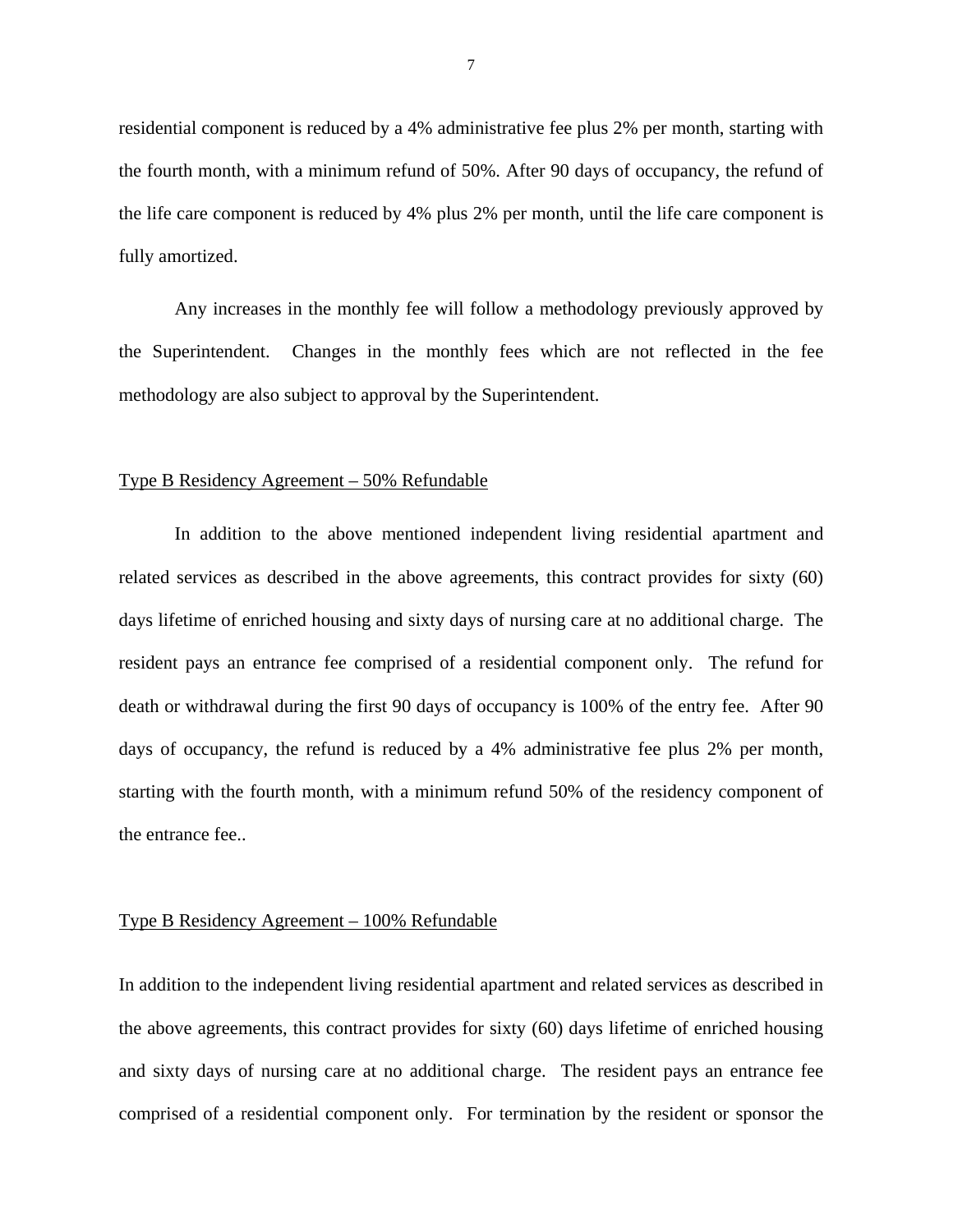residential component is reduced by a 4% administrative fee plus 2% per month, starting with the fourth month, with a minimum refund of 50%. After 90 days of occupancy, the refund of the life care component is reduced by 4% plus 2% per month, until the life care component is fully amortized.

Any increases in the monthly fee will follow a methodology previously approved by the Superintendent. Changes in the monthly fees which are not reflected in the fee methodology are also subject to approval by the Superintendent.

Type B Residency Agreement – 50% Refundable

In addition to the above mentioned independent living residential apartment and related services as described in the above agreements, this contract provides for sixty (60) days lifetime of enriched housing and sixty days of nursing care at no additional charge. The resident pays an entrance fee comprised of a residential component only. The refund for death or withdrawal during the first 90 days of occupancy is 100% of the entry fee. After 90 days of occupancy, the refund is reduced by a 4% administrative fee plus 2% per month, starting with the fourth month, with a minimum refund 50% of the residency component of the entrance fee..

Type B Residency Agreement – 100% Refundable

In addition to the independent living residential apartment and related services as described in the above agreements, this contract provides for sixty (60) days lifetime of enriched housing and sixty days of nursing care at no additional charge. The resident pays an entrance fee comprised of a residential component only. For termination by the resident or sponsor the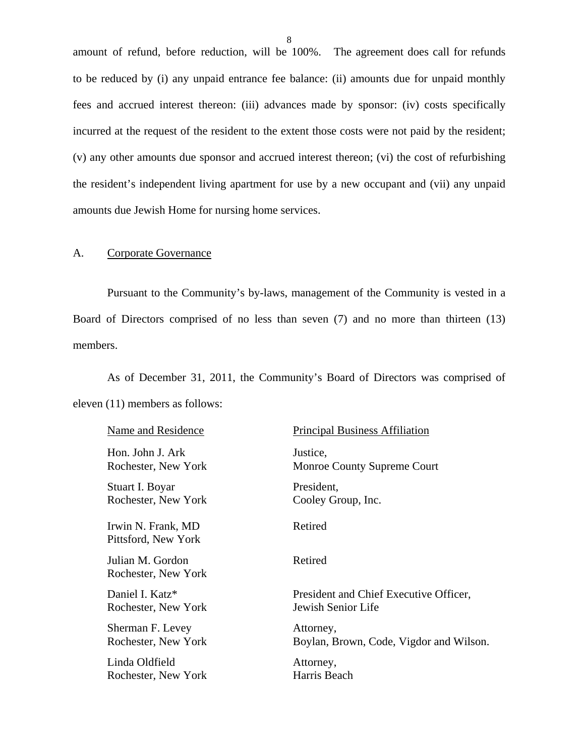amount of refund, before reduction, will be 100%. The agreement does call for refunds to be reduced by (i) any unpaid entrance fee balance: (ii) amounts due for unpaid monthly fees and accrued interest thereon: (iii) advances made by sponsor: (iv) costs specifically incurred at the request of the resident to the extent those costs were not paid by the resident; (v) any other amounts due sponsor and accrued interest thereon; (vi) the cost of refurbishing the resident's independent living apartment for use by a new occupant and (vii) any unpaid amounts due Jewish Home for nursing home services.

## A. Corporate Governance

Pursuant to the Community's by-laws, management of the Community is vested in a Board of Directors comprised of no less than seven (7) and no more than thirteen (13) members.

As of December 31, 2011, the Community's Board of Directors was comprised of eleven (11) members as follows:

| Name and Residence | Principal Business Affiliation |
|---|---|
| Hon. John J. Ark<br>Rochester, New York | Justice,<br>Monroe County Supreme Court |
| Stuart I. Boyar<br>Rochester, New York | President,<br>Cooley Group, Inc. |
| Irwin N. Frank, MD<br>Pittsford, New York | Retired |
| Julian M. Gordon<br>Rochester, New York | Retired |
| Daniel I. Katz*<br>Rochester, New York | President and Chief Executive Officer,<br>Jewish Senior Life |
| Sherman F. Levey<br>Rochester, New York | Attorney,<br>Boylan, Brown, Code, Vigdor and Wilson. |
| Linda Oldfield<br>Rochester, New York | Attorney,<br>Harris Beach |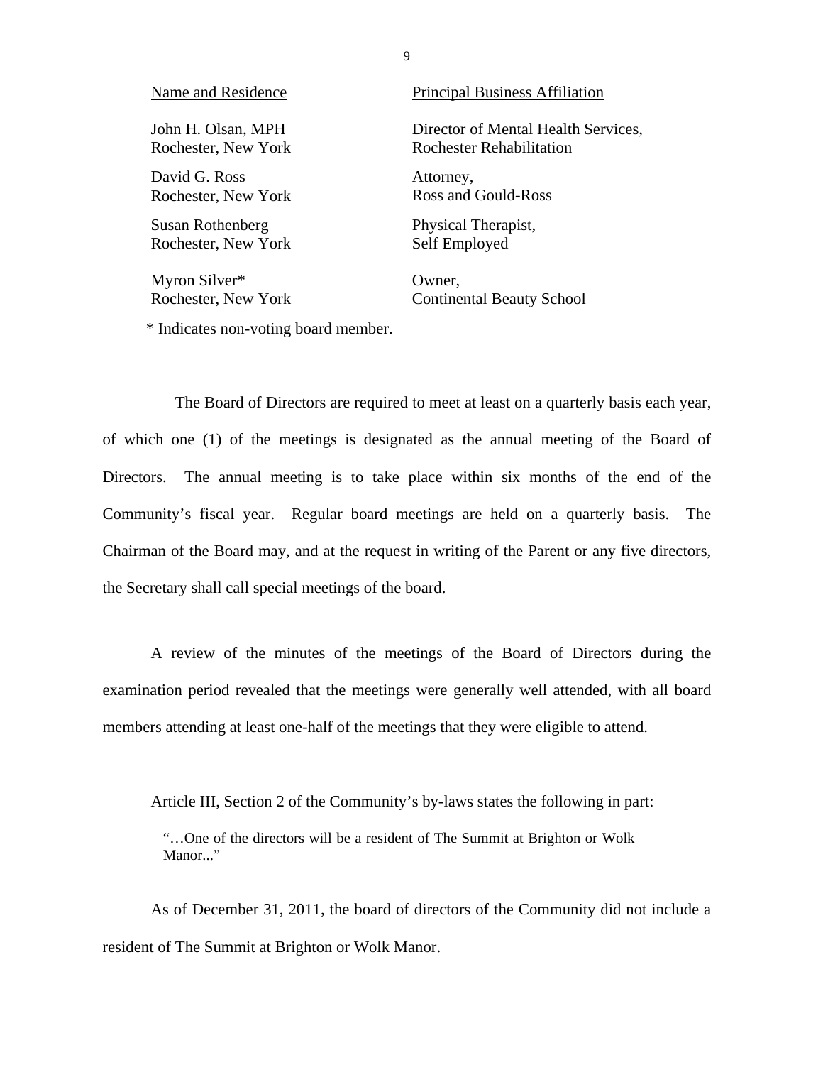| Name and Residence | Principal Business Affiliation |
|---|---|
| John H. Olsan, MPH<br>Rochester, New York | Director of Mental Health Services,<br>Rochester Rehabilitation |
| David G. Ross<br>Rochester, New York | Attorney,<br>Ross and Gould-Ross |
| Susan Rothenberg<br>Rochester, New York | Physical Therapist,<br>Self Employed |
| Myron Silver*<br>Rochester, New York | Owner,<br>Continental Beauty School |

* Indicates non-voting board member.

The Board of Directors are required to meet at least on a quarterly basis each year, of which one (1) of the meetings is designated as the annual meeting of the Board of Directors. The annual meeting is to take place within six months of the end of the Community's fiscal year. Regular board meetings are held on a quarterly basis. The Chairman of the Board may, and at the request in writing of the Parent or any five directors, the Secretary shall call special meetings of the board.

A review of the minutes of the meetings of the Board of Directors during the examination period revealed that the meetings were generally well attended, with all board members attending at least one-half of the meetings that they were eligible to attend.

Article III, Section 2 of the Community's by-laws states the following in part:

> "…One of the directors will be a resident of The Summit at Brighton or Wolk Manor..."

As of December 31, 2011, the board of directors of the Community did not include a resident of The Summit at Brighton or Wolk Manor.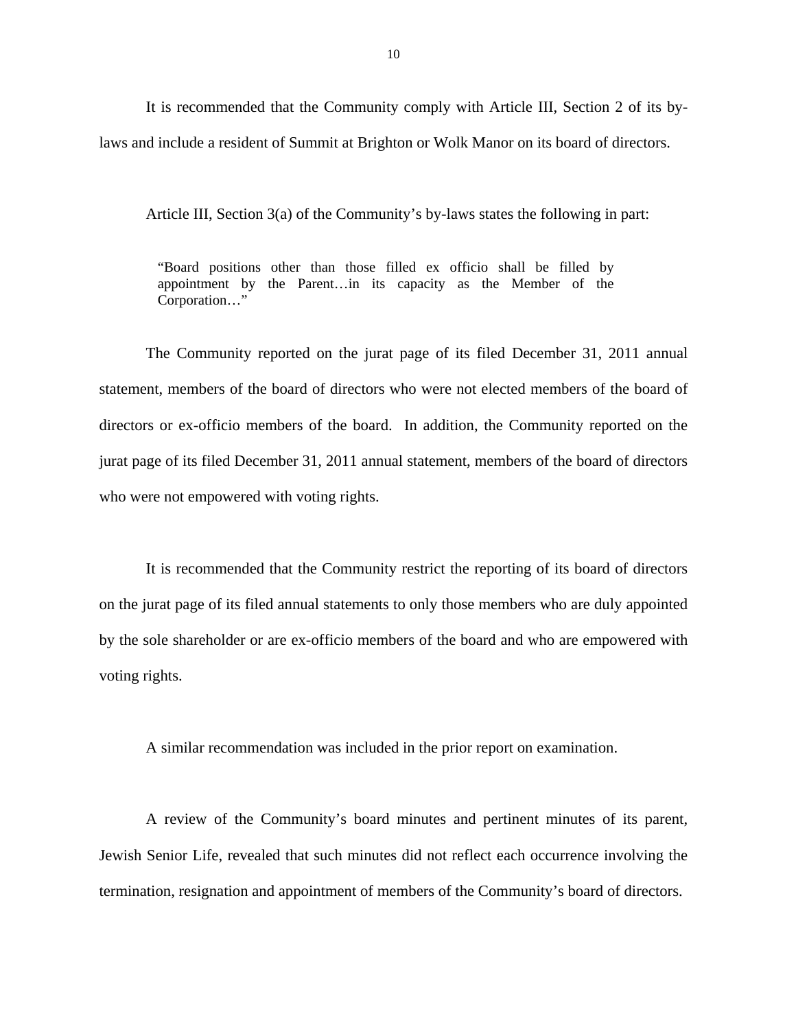It is recommended that the Community comply with Article III, Section 2 of its by-laws and include a resident of Summit at Brighton or Wolk Manor on its board of directors.

Article III, Section 3(a) of the Community's by-laws states the following in part:

> "Board positions other than those filled ex officio shall be filled by appointment by the Parent…in its capacity as the Member of the Corporation…"

The Community reported on the jurat page of its filed December 31, 2011 annual statement, members of the board of directors who were not elected members of the board of directors or ex-officio members of the board. In addition, the Community reported on the jurat page of its filed December 31, 2011 annual statement, members of the board of directors who were not empowered with voting rights.

It is recommended that the Community restrict the reporting of its board of directors on the jurat page of its filed annual statements to only those members who are duly appointed by the sole shareholder or are ex-officio members of the board and who are empowered with voting rights.

A similar recommendation was included in the prior report on examination.

A review of the Community's board minutes and pertinent minutes of its parent, Jewish Senior Life, revealed that such minutes did not reflect each occurrence involving the termination, resignation and appointment of members of the Community's board of directors.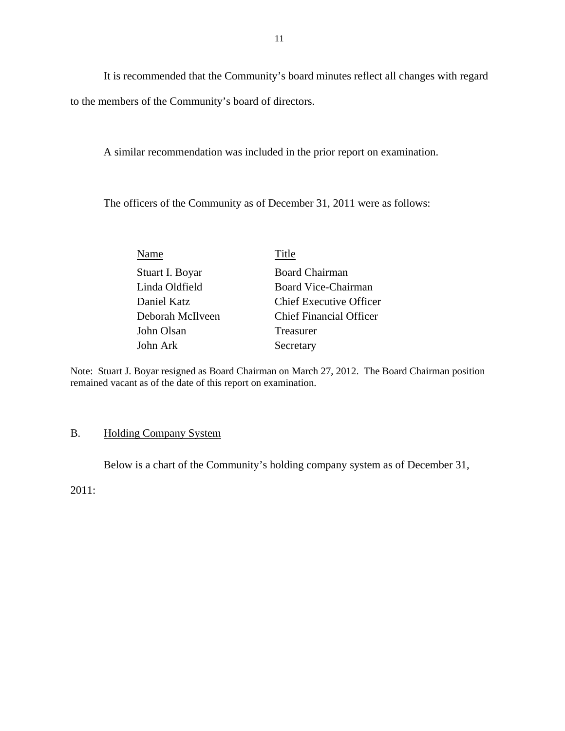It is recommended that the Community's board minutes reflect all changes with regard to the members of the Community's board of directors.

A similar recommendation was included in the prior report on examination.

The officers of the Community as of December 31, 2011 were as follows:

| Name | Title |
|---|---|
| Stuart I. Boyar | Board Chairman |
| Linda Oldfield | Board Vice-Chairman |
| Daniel Katz | Chief Executive Officer |
| Deborah McIlveen | Chief Financial Officer |
| John Olsan | Treasurer |
| John Ark | Secretary |

Note: Stuart J. Boyar resigned as Board Chairman on March 27, 2012. The Board Chairman position remained vacant as of the date of this report on examination.

## B. Holding Company System

Below is a chart of the Community's holding company system as of December 31, 2011: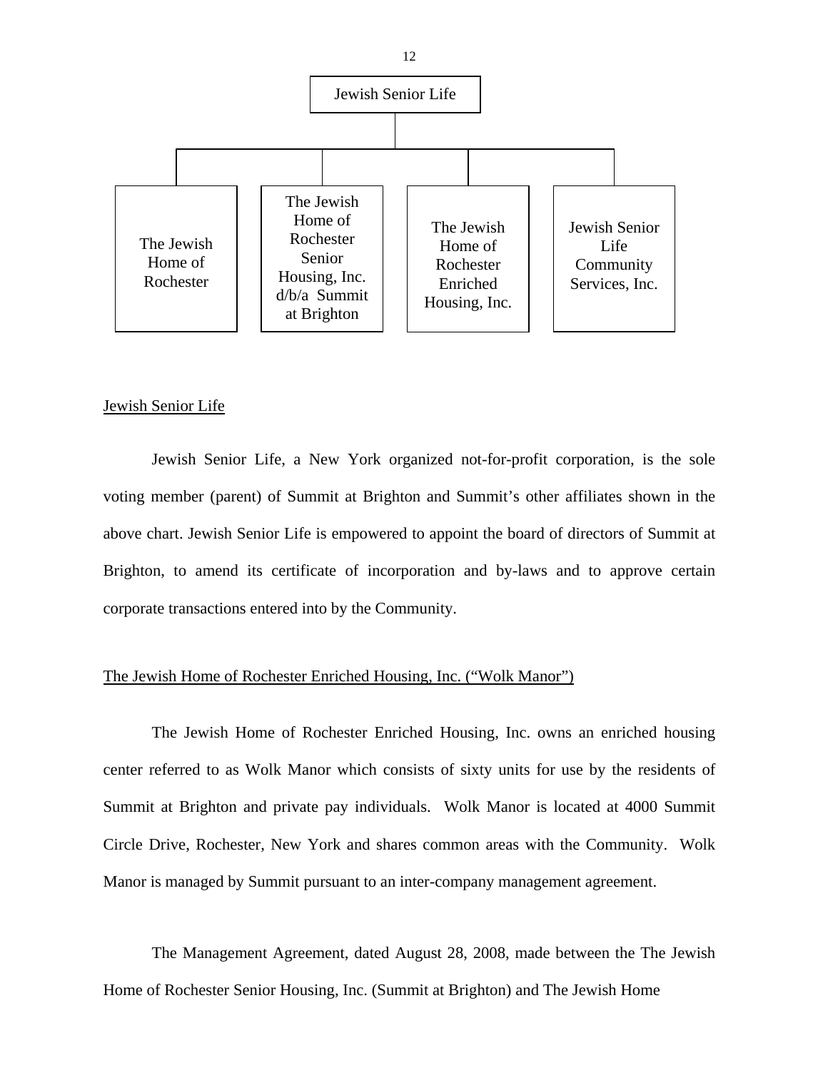Jewish Senior Life

- The Jewish Home of Rochester
- The Jewish Home of Rochester Senior Housing, Inc. d/b/a Summit at Brighton
- The Jewish Home of Rochester Enriched Housing, Inc.
- Jewish Senior Life Community Services, Inc.

<u>Jewish Senior Life</u>

Jewish Senior Life, a New York organized not-for-profit corporation, is the sole voting member (parent) of Summit at Brighton and Summit's other affiliates shown in the above chart. Jewish Senior Life is empowered to appoint the board of directors of Summit at Brighton, to amend its certificate of incorporation and by-laws and to approve certain corporate transactions entered into by the Community.

<u>The Jewish Home of Rochester Enriched Housing, Inc. ("Wolk Manor")</u>

The Jewish Home of Rochester Enriched Housing, Inc. owns an enriched housing center referred to as Wolk Manor which consists of sixty units for use by the residents of Summit at Brighton and private pay individuals. Wolk Manor is located at 4000 Summit Circle Drive, Rochester, New York and shares common areas with the Community. Wolk Manor is managed by Summit pursuant to an inter-company management agreement.

The Management Agreement, dated August 28, 2008, made between the The Jewish Home of Rochester Senior Housing, Inc. (Summit at Brighton) and The Jewish Home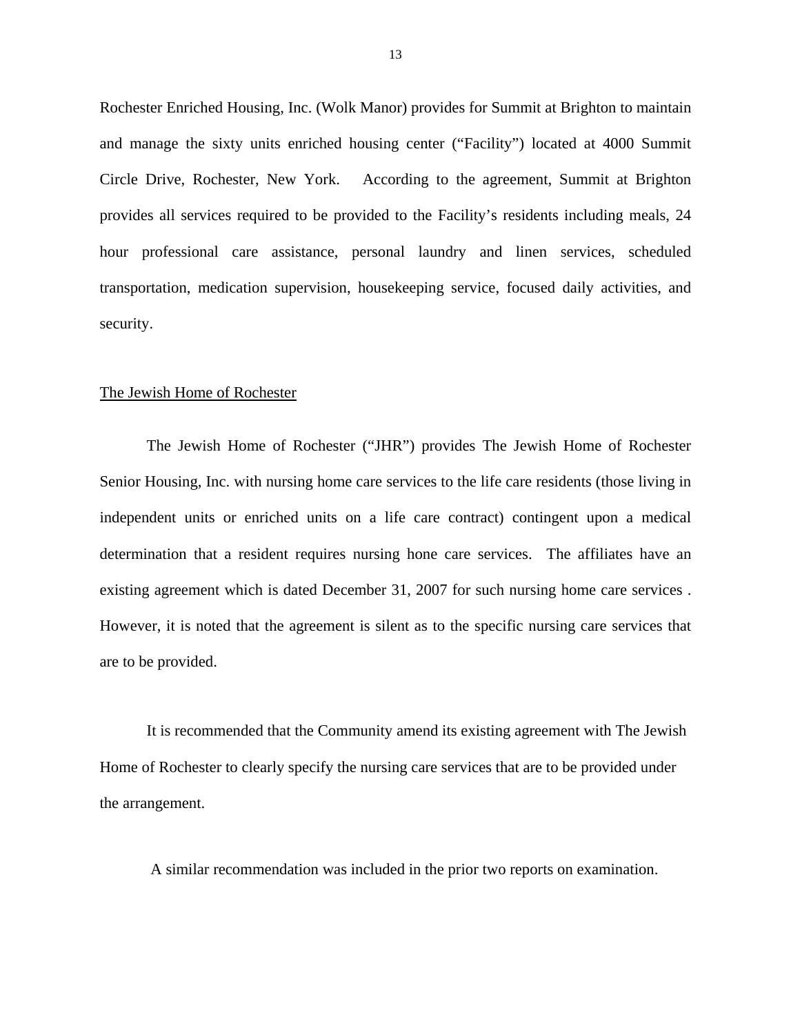Rochester Enriched Housing, Inc. (Wolk Manor) provides for Summit at Brighton to maintain and manage the sixty units enriched housing center ("Facility") located at 4000 Summit Circle Drive, Rochester, New York. According to the agreement, Summit at Brighton provides all services required to be provided to the Facility's residents including meals, 24 hour professional care assistance, personal laundry and linen services, scheduled transportation, medication supervision, housekeeping service, focused daily activities, and security.

The Jewish Home of Rochester

The Jewish Home of Rochester ("JHR") provides The Jewish Home of Rochester Senior Housing, Inc. with nursing home care services to the life care residents (those living in independent units or enriched units on a life care contract) contingent upon a medical determination that a resident requires nursing hone care services. The affiliates have an existing agreement which is dated December 31, 2007 for such nursing home care services . However, it is noted that the agreement is silent as to the specific nursing care services that are to be provided.

It is recommended that the Community amend its existing agreement with The Jewish Home of Rochester to clearly specify the nursing care services that are to be provided under the arrangement.

A similar recommendation was included in the prior two reports on examination.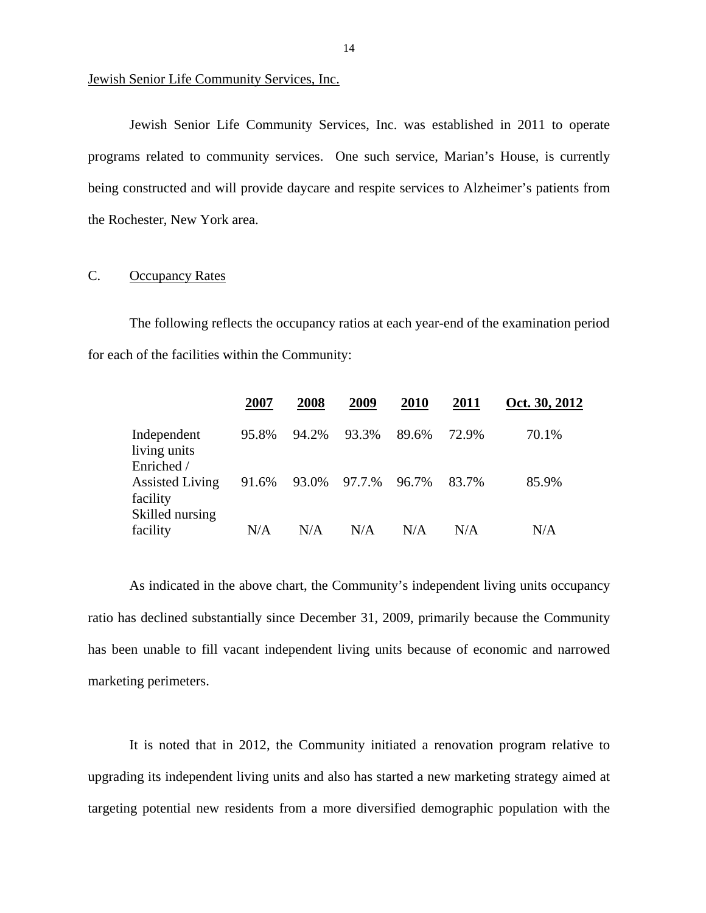Jewish Senior Life Community Services, Inc.

Jewish Senior Life Community Services, Inc. was established in 2011 to operate programs related to community services. One such service, Marian's House, is currently being constructed and will provide daycare and respite services to Alzheimer's patients from the Rochester, New York area.

C. Occupancy Rates

The following reflects the occupancy ratios at each year-end of the examination period for each of the facilities within the Community:

| | 2007 | 2008 | 2009 | 2010 | 2011 | Oct. 30, 2012 |
|---|---|---|---|---|---|---|
| Independent living units | 95.8% | 94.2% | 93.3% | 89.6% | 72.9% | 70.1% |
| Enriched / Assisted Living facility | 91.6% | 93.0% | 97.7.% | 96.7% | 83.7% | 85.9% |
| Skilled nursing facility | N/A | N/A | N/A | N/A | N/A | N/A |

As indicated in the above chart, the Community's independent living units occupancy ratio has declined substantially since December 31, 2009, primarily because the Community has been unable to fill vacant independent living units because of economic and narrowed marketing perimeters.

It is noted that in 2012, the Community initiated a renovation program relative to upgrading its independent living units and also has started a new marketing strategy aimed at targeting potential new residents from a more diversified demographic population with the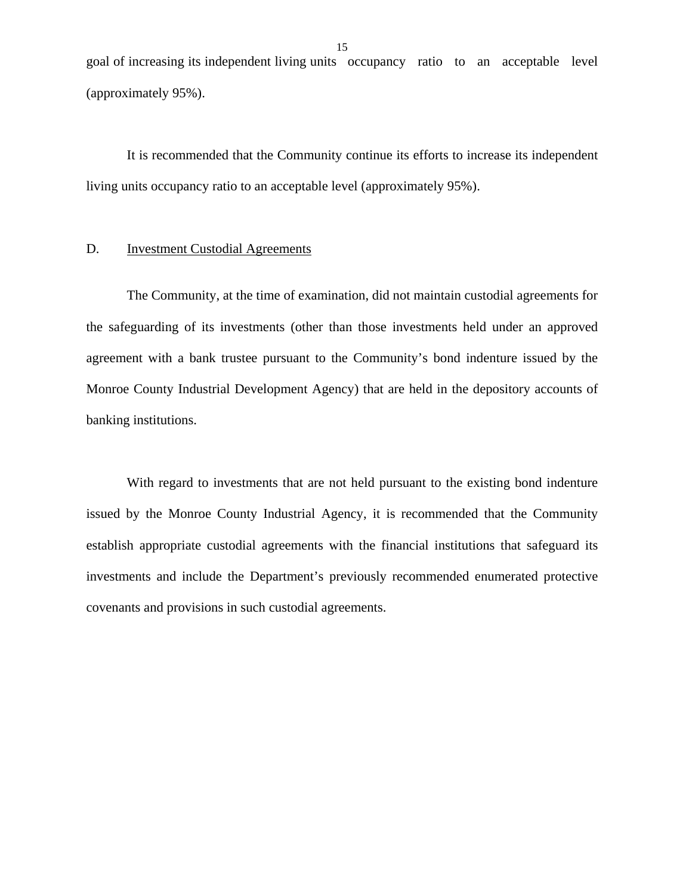goal of increasing its independent living units occupancy ratio to an acceptable level (approximately 95%).

It is recommended that the Community continue its efforts to increase its independent living units occupancy ratio to an acceptable level (approximately 95%).

D. Investment Custodial Agreements

The Community, at the time of examination, did not maintain custodial agreements for the safeguarding of its investments (other than those investments held under an approved agreement with a bank trustee pursuant to the Community's bond indenture issued by the Monroe County Industrial Development Agency) that are held in the depository accounts of banking institutions.

With regard to investments that are not held pursuant to the existing bond indenture issued by the Monroe County Industrial Agency, it is recommended that the Community establish appropriate custodial agreements with the financial institutions that safeguard its investments and include the Department's previously recommended enumerated protective covenants and provisions in such custodial agreements.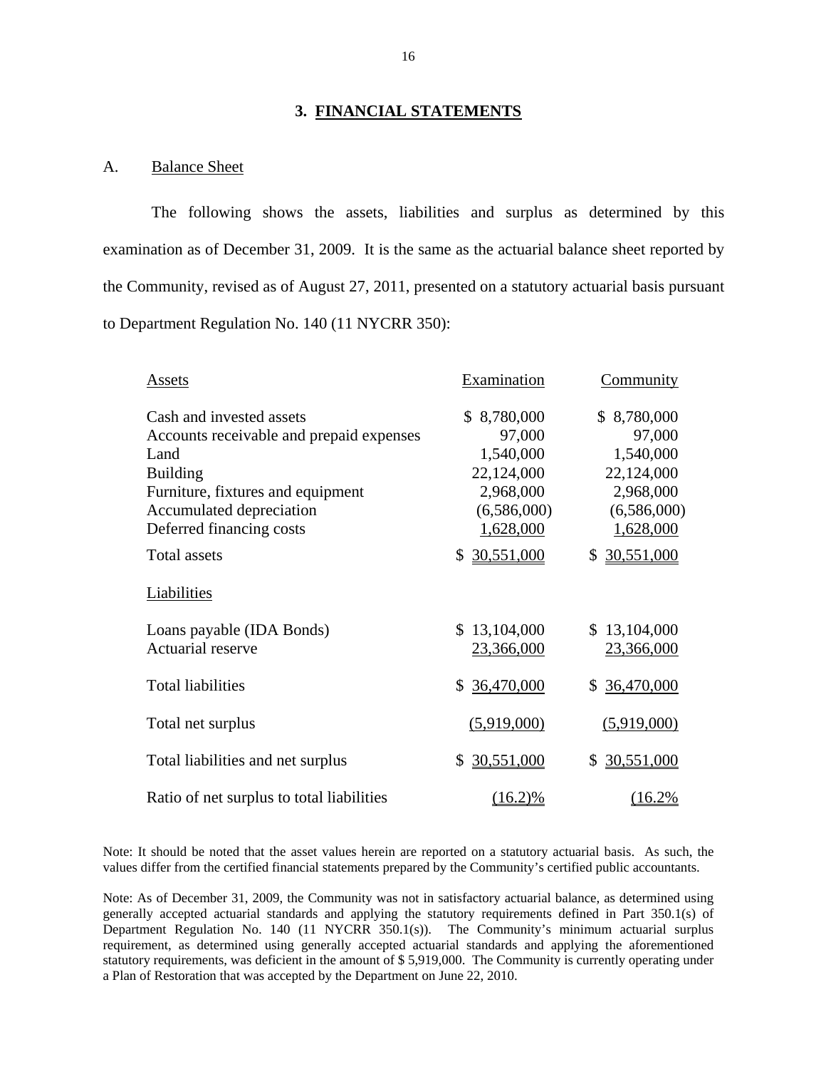## 3. FINANCIAL STATEMENTS

A. Balance Sheet

The following shows the assets, liabilities and surplus as determined by this examination as of December 31, 2009. It is the same as the actuarial balance sheet reported by the Community, revised as of August 27, 2011, presented on a statutory actuarial basis pursuant to Department Regulation No. 140 (11 NYCRR 350):

| Assets | Examination | Community |
|---|---|---|
| Cash and invested assets | $ 8,780,000 | $ 8,780,000 |
| Accounts receivable and prepaid expenses | 97,000 | 97,000 |
| Land | 1,540,000 | 1,540,000 |
| Building | 22,124,000 | 22,124,000 |
| Furniture, fixtures and equipment | 2,968,000 | 2,968,000 |
| Accumulated depreciation | (6,586,000) | (6,586,000) |
| Deferred financing costs | 1,628,000 | 1,628,000 |
| Total assets | $ 30,551,000 | $ 30,551,000 |
| **Liabilities** | | |
| Loans payable (IDA Bonds) | $ 13,104,000 | $ 13,104,000 |
| Actuarial reserve | 23,366,000 | 23,366,000 |
| Total liabilities | $ 36,470,000 | $ 36,470,000 |
| Total net surplus | (5,919,000) | (5,919,000) |
| Total liabilities and net surplus | $ 30,551,000 | $ 30,551,000 |
| Ratio of net surplus to total liabilities | (16.2)% | (16.2% |

Note: It should be noted that the asset values herein are reported on a statutory actuarial basis. As such, the values differ from the certified financial statements prepared by the Community's certified public accountants.

Note: As of December 31, 2009, the Community was not in satisfactory actuarial balance, as determined using generally accepted actuarial standards and applying the statutory requirements defined in Part 350.1(s) of Department Regulation No. 140 (11 NYCRR 350.1(s)). The Community's minimum actuarial surplus requirement, as determined using generally accepted actuarial standards and applying the aforementioned statutory requirements, was deficient in the amount of $ 5,919,000. The Community is currently operating under a Plan of Restoration that was accepted by the Department on June 22, 2010.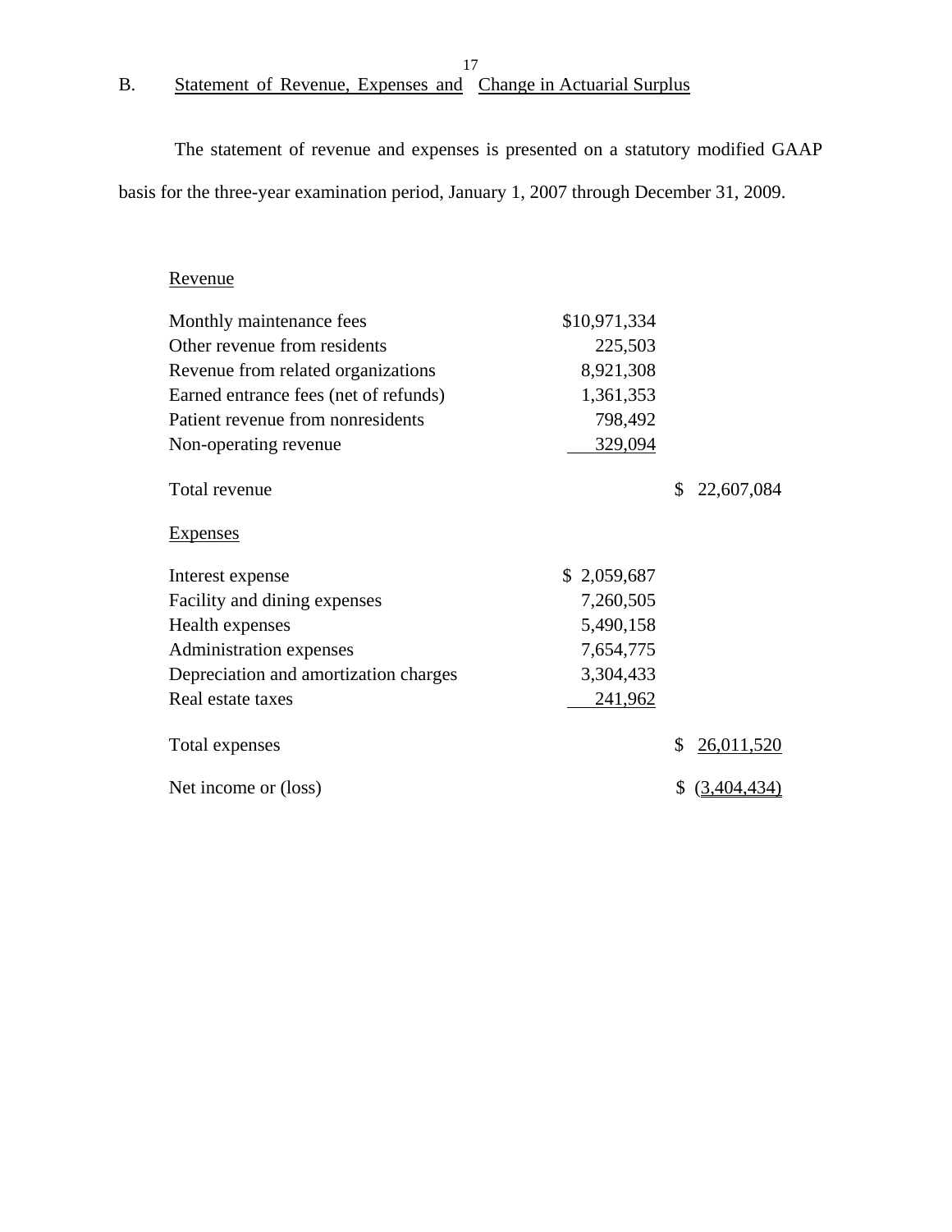## B. Statement of Revenue, Expenses and Change in Actuarial Surplus

The statement of revenue and expenses is presented on a statutory modified GAAP basis for the three-year examination period, January 1, 2007 through December 31, 2009.

| | | |
|---|---|---|
| Revenue | | |
| Monthly maintenance fees | $10,971,334 | |
| Other revenue from residents | 225,503 | |
| Revenue from related organizations | 8,921,308 | |
| Earned entrance fees (net of refunds) | 1,361,353 | |
| Patient revenue from nonresidents | 798,492 | |
| Non-operating revenue | 329,094 | |
| Total revenue | | $ 22,607,084 |
| Expenses | | |
| Interest expense | $ 2,059,687 | |
| Facility and dining expenses | 7,260,505 | |
| Health expenses | 5,490,158 | |
| Administration expenses | 7,654,775 | |
| Depreciation and amortization charges | 3,304,433 | |
| Real estate taxes | 241,962 | |
| Total expenses | | $ 26,011,520 |
| Net income or (loss) | | $ (3,404,434) |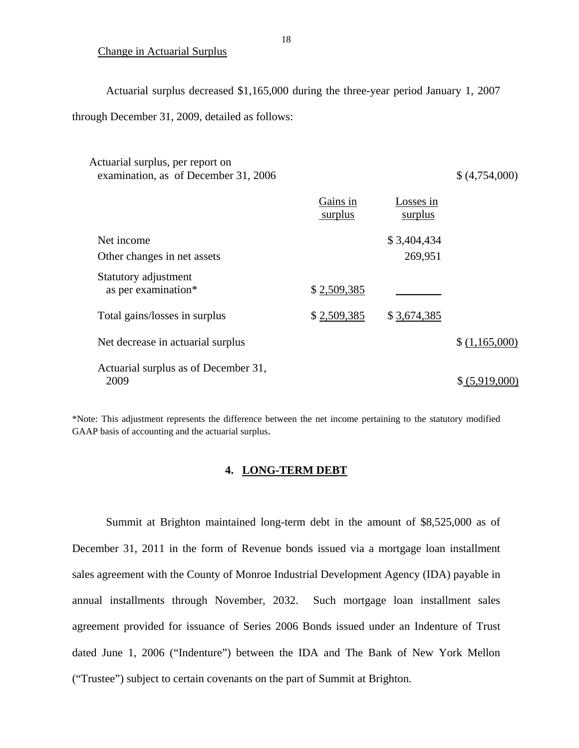Change in Actuarial Surplus

Actuarial surplus decreased $1,165,000 during the three-year period January 1, 2007 through December 31, 2009, detailed as follows:

| | Gains in surplus | Losses in surplus | |
|---|---|---|---|
| Actuarial surplus, per report on examination, as of December 31, 2006 | | | $ (4,754,000) |
| Net income | | $ 3,404,434 | |
| Other changes in net assets | | 269,951 | |
| Statutory adjustment as per examination* | $ 2,509,385 | | |
| Total gains/losses in surplus | $ 2,509,385 | $ 3,674,385 | |
| Net decrease in actuarial surplus | | | $ (1,165,000) |
| Actuarial surplus as of December 31, 2009 | | | $ (5,919,000) |

*Note: This adjustment represents the difference between the net income pertaining to the statutory modified GAAP basis of accounting and the actuarial surplus.

## 4. LONG-TERM DEBT

Summit at Brighton maintained long-term debt in the amount of $8,525,000 as of December 31, 2011 in the form of Revenue bonds issued via a mortgage loan installment sales agreement with the County of Monroe Industrial Development Agency (IDA) payable in annual installments through November, 2032. Such mortgage loan installment sales agreement provided for issuance of Series 2006 Bonds issued under an Indenture of Trust dated June 1, 2006 ("Indenture") between the IDA and The Bank of New York Mellon ("Trustee") subject to certain covenants on the part of Summit at Brighton.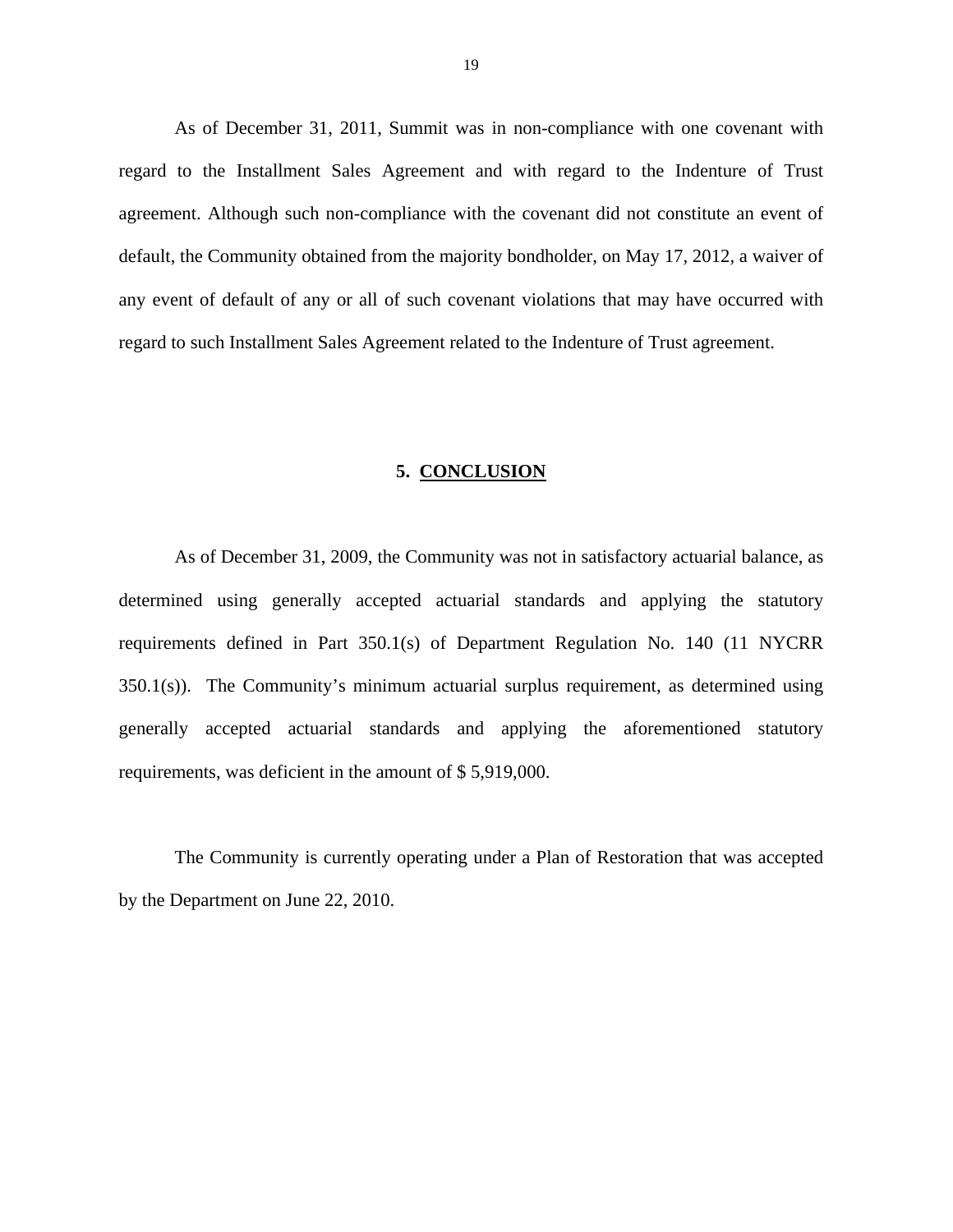As of December 31, 2011, Summit was in non-compliance with one covenant with regard to the Installment Sales Agreement and with regard to the Indenture of Trust agreement. Although such non-compliance with the covenant did not constitute an event of default, the Community obtained from the majority bondholder, on May 17, 2012, a waiver of any event of default of any or all of such covenant violations that may have occurred with regard to such Installment Sales Agreement related to the Indenture of Trust agreement.

## 5. CONCLUSION

As of December 31, 2009, the Community was not in satisfactory actuarial balance, as determined using generally accepted actuarial standards and applying the statutory requirements defined in Part 350.1(s) of Department Regulation No. 140 (11 NYCRR 350.1(s)). The Community's minimum actuarial surplus requirement, as determined using generally accepted actuarial standards and applying the aforementioned statutory requirements, was deficient in the amount of $ 5,919,000.

The Community is currently operating under a Plan of Restoration that was accepted by the Department on June 22, 2010.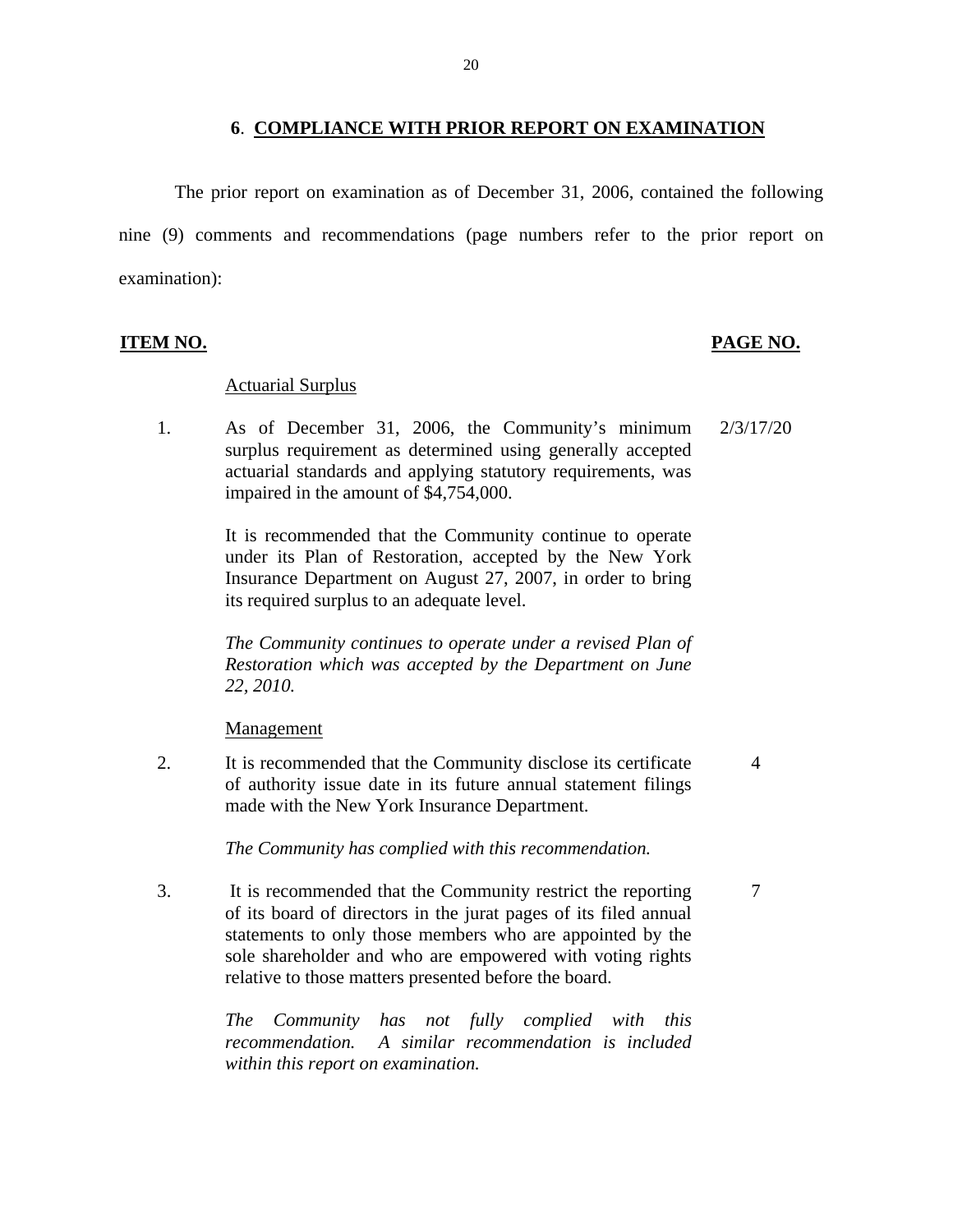## 6. COMPLIANCE WITH PRIOR REPORT ON EXAMINATION

The prior report on examination as of December 31, 2006, contained the following nine (9) comments and recommendations (page numbers refer to the prior report on examination):

| ITEM NO. | | PAGE NO. |
|---|---|---|
| | Actuarial Surplus | |
| 1. | As of December 31, 2006, the Community's minimum surplus requirement as determined using generally accepted actuarial standards and applying statutory requirements, was impaired in the amount of $4,754,000.<br><br>It is recommended that the Community continue to operate under its Plan of Restoration, accepted by the New York Insurance Department on August 27, 2007, in order to bring its required surplus to an adequate level.<br><br>*The Community continues to operate under a revised Plan of Restoration which was accepted by the Department on June 22, 2010.* | 2/3/17/20 |
| | Management | |
| 2. | It is recommended that the Community disclose its certificate of authority issue date in its future annual statement filings made with the New York Insurance Department.<br><br>*The Community has complied with this recommendation.* | 4 |
| 3. | It is recommended that the Community restrict the reporting of its board of directors in the jurat pages of its filed annual statements to only those members who are appointed by the sole shareholder and who are empowered with voting rights relative to those matters presented before the board.<br><br>*The Community has not fully complied with this recommendation. A similar recommendation is included within this report on examination.* | 7 |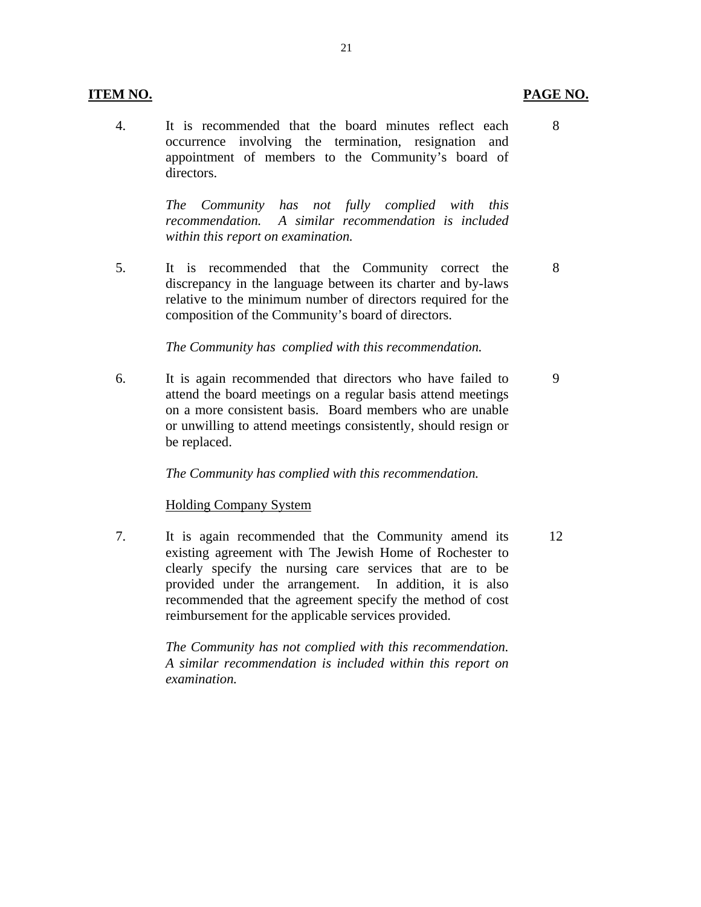| ITEM NO. | | PAGE NO. |
|---|---|---|
| 4. | It is recommended that the board minutes reflect each occurrence involving the termination, resignation and appointment of members to the Community's board of directors.<br><br>*The Community has not fully complied with this recommendation. A similar recommendation is included within this report on examination.* | 8 |
| 5. | It is recommended that the Community correct the discrepancy in the language between its charter and by-laws relative to the minimum number of directors required for the composition of the Community's board of directors.<br><br>*The Community has complied with this recommendation.* | 8 |
| 6. | It is again recommended that directors who have failed to attend the board meetings on a regular basis attend meetings on a more consistent basis. Board members who are unable or unwilling to attend meetings consistently, should resign or be replaced.<br><br>*The Community has complied with this recommendation.* | 9 |
| | <u>Holding Company System</u> | |
| 7. | It is again recommended that the Community amend its existing agreement with The Jewish Home of Rochester to clearly specify the nursing care services that are to be provided under the arrangement. In addition, it is also recommended that the agreement specify the method of cost reimbursement for the applicable services provided.<br><br>*The Community has not complied with this recommendation. A similar recommendation is included within this report on examination.* | 12 |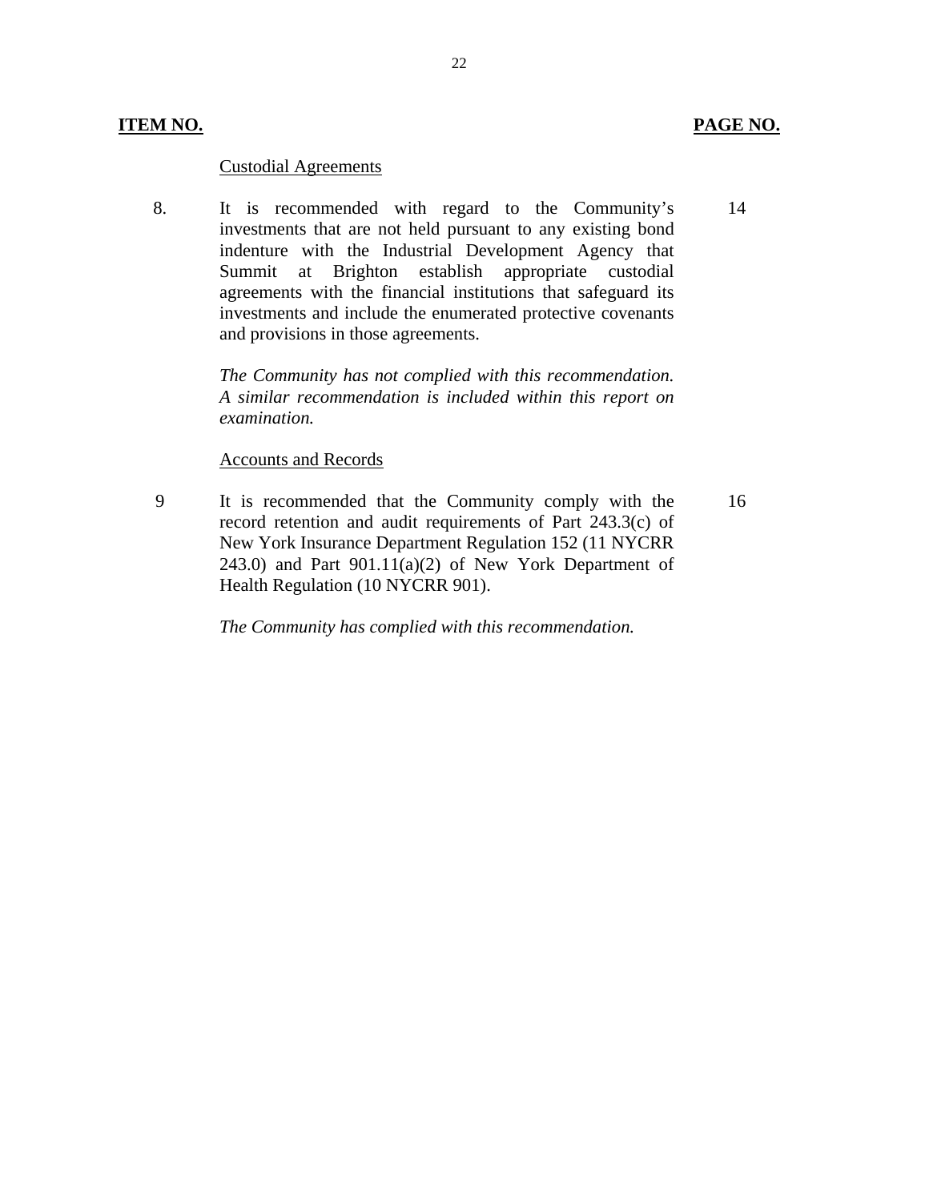| ITEM NO. | | PAGE NO. |
|---|---|---|
| | Custodial Agreements | |
| 8. | It is recommended with regard to the Community's investments that are not held pursuant to any existing bond indenture with the Industrial Development Agency that Summit at Brighton establish appropriate custodial agreements with the financial institutions that safeguard its investments and include the enumerated protective covenants and provisions in those agreements.<br><br>*The Community has not complied with this recommendation. A similar recommendation is included within this report on examination.* | 14 |
| | Accounts and Records | |
| 9 | It is recommended that the Community comply with the record retention and audit requirements of Part 243.3(c) of New York Insurance Department Regulation 152 (11 NYCRR 243.0) and Part 901.11(a)(2) of New York Department of Health Regulation (10 NYCRR 901).<br><br>*The Community has complied with this recommendation.* | 16 |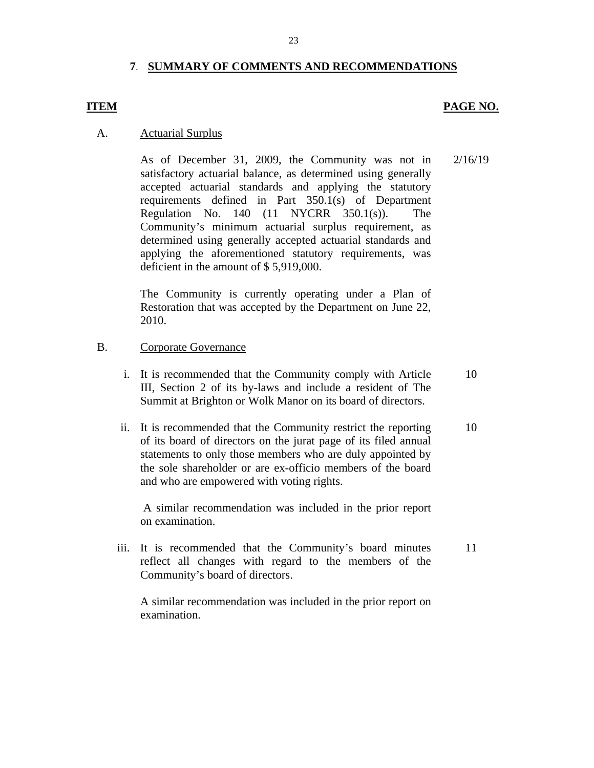## 7. SUMMARY OF COMMENTS AND RECOMMENDATIONS

| ITEM | | PAGE NO. |
|---|---|---|
| A. | Actuarial Surplus | |
| | As of December 31, 2009, the Community was not in satisfactory actuarial balance, as determined using generally accepted actuarial standards and applying the statutory requirements defined in Part 350.1(s) of Department Regulation No. 140 (11 NYCRR 350.1(s)). The Community's minimum actuarial surplus requirement, as determined using generally accepted actuarial standards and applying the aforementioned statutory requirements, was deficient in the amount of $ 5,919,000. | 2/16/19 |
| | The Community is currently operating under a Plan of Restoration that was accepted by the Department on June 22, 2010. | |
| B. | Corporate Governance | |
| i. | It is recommended that the Community comply with Article III, Section 2 of its by-laws and include a resident of The Summit at Brighton or Wolk Manor on its board of directors. | 10 |
| ii. | It is recommended that the Community restrict the reporting of its board of directors on the jurat page of its filed annual statements to only those members who are duly appointed by the sole shareholder or are ex-officio members of the board and who are empowered with voting rights. | 10 |
| | A similar recommendation was included in the prior report on examination. | |
| iii. | It is recommended that the Community's board minutes reflect all changes with regard to the members of the Community's board of directors. | 11 |
| | A similar recommendation was included in the prior report on examination. | |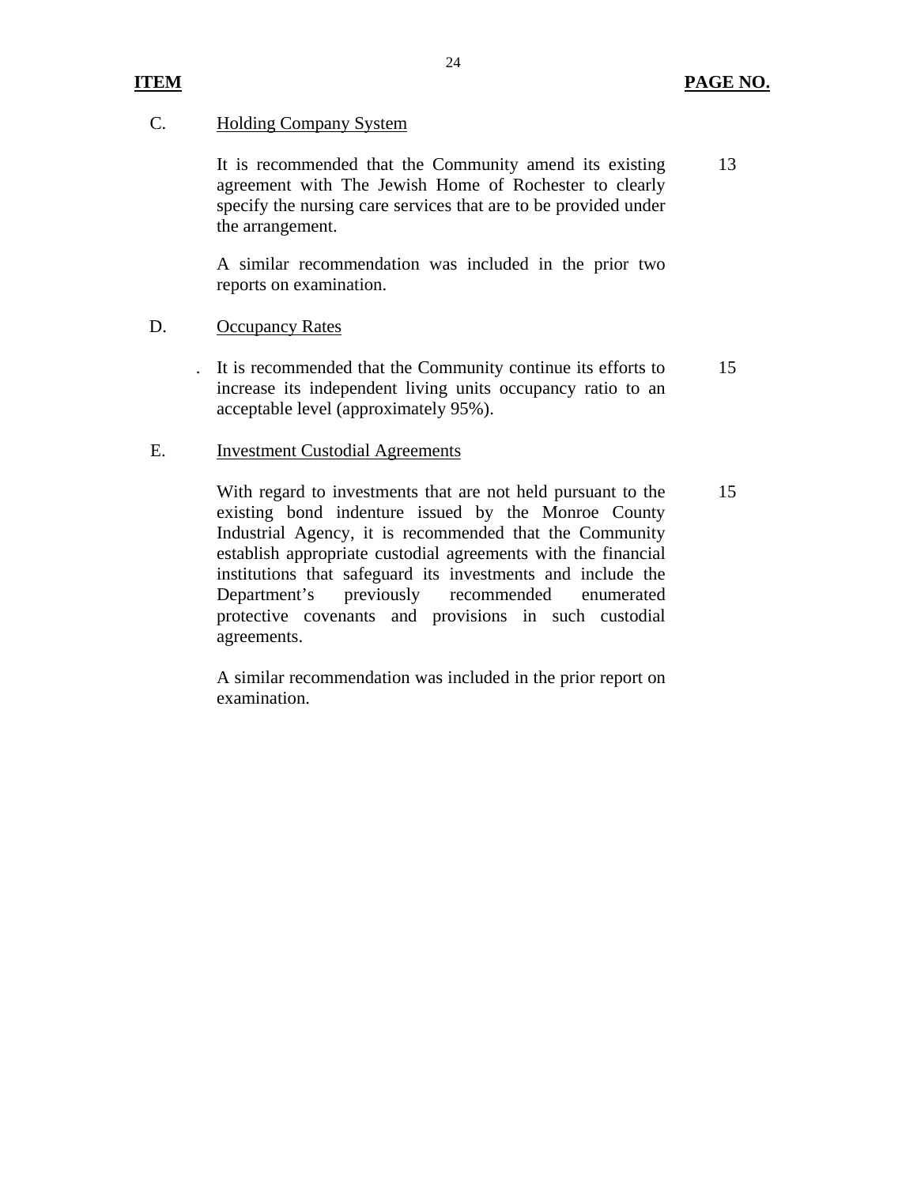| ITEM | | PAGE NO. |
|---|---|---|
| C. | Holding Company System | |
| | It is recommended that the Community amend its existing agreement with The Jewish Home of Rochester to clearly specify the nursing care services that are to be provided under the arrangement. | 13 |
| | A similar recommendation was included in the prior two reports on examination. | |
| D. | Occupancy Rates | |
| | . It is recommended that the Community continue its efforts to increase its independent living units occupancy ratio to an acceptable level (approximately 95%). | 15 |
| E. | Investment Custodial Agreements | |
| | With regard to investments that are not held pursuant to the existing bond indenture issued by the Monroe County Industrial Agency, it is recommended that the Community establish appropriate custodial agreements with the financial institutions that safeguard its investments and include the Department's previously recommended enumerated protective covenants and provisions in such custodial agreements. | 15 |
| | A similar recommendation was included in the prior report on examination. | |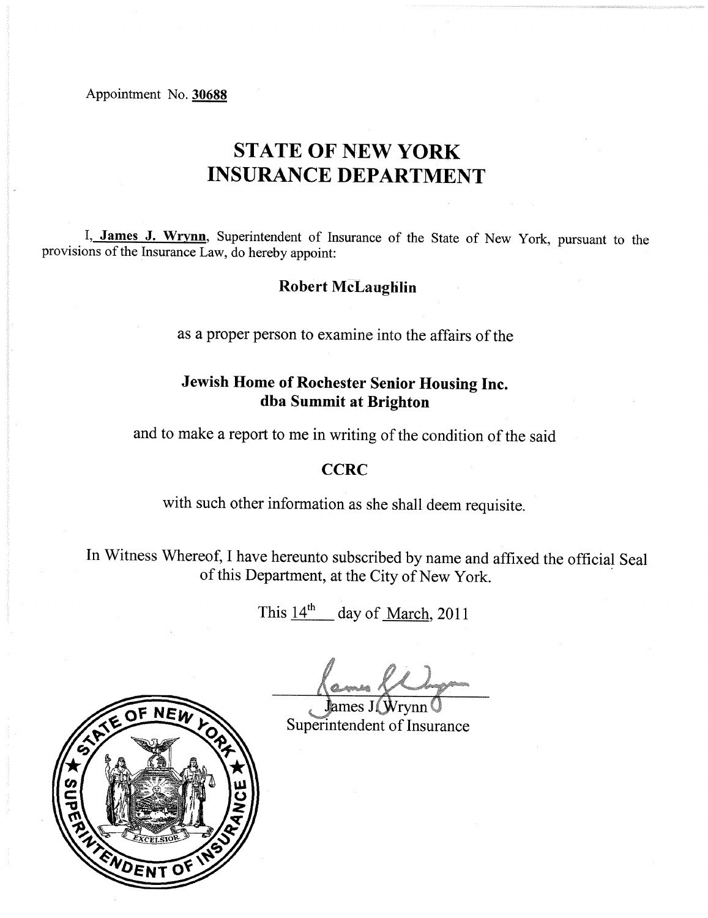Appointment No. **30688**

# STATE OF NEW YORK
# INSURANCE DEPARTMENT

I, **James J. Wrynn**, Superintendent of Insurance of the State of New York, pursuant to the provisions of the Insurance Law, do hereby appoint:

**Robert McLaughlin**

as a proper person to examine into the affairs of the

**Jewish Home of Rochester Senior Housing Inc.**
**dba Summit at Brighton**

and to make a report to me in writing of the condition of the said

**CCRC**

with such other information as she shall deem requisite.

In Witness Whereof, I have hereunto subscribed by name and affixed the official Seal of this Department, at the City of New York.

This 14th day of March, 2011

James J. Wrynn
Superintendent of Insurance

STATE OF NEW YORK ★ SUPERINTENDENT OF INSURANCE ★ EXCELSIOR